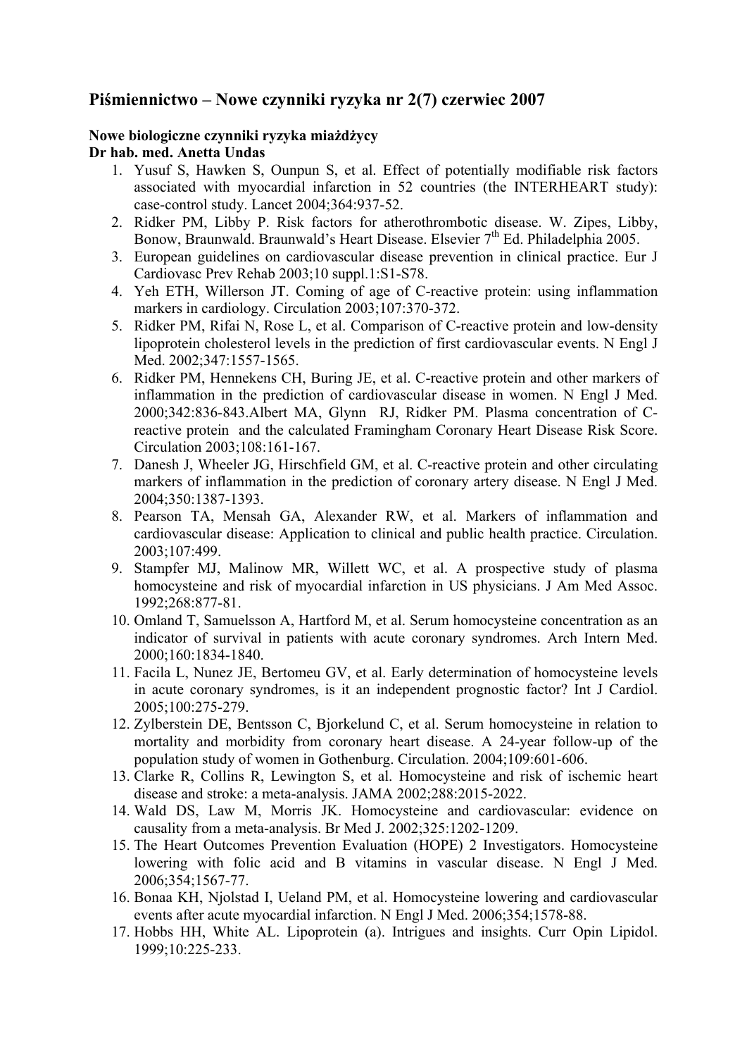## Piśmiennictwo – Nowe czynniki ryzyka nr 2(7) czerwiec 2007

**Nowe biologiczne czynniki ryzyka miażdżycy**
**Dr hab. med. Anetta Undas**

1. Yusuf S, Hawken S, Ounpun S, et al. Effect of potentially modifiable risk factors associated with myocardial infarction in 52 countries (the INTERHEART study): case-control study. Lancet 2004;364:937-52.
2. Ridker PM, Libby P. Risk factors for atherothrombotic disease. W. Zipes, Libby, Bonow, Braunwald. Braunwald's Heart Disease. Elsevier 7[th] Ed. Philadelphia 2005.
3. European guidelines on cardiovascular disease prevention in clinical practice. Eur J Cardiovasc Prev Rehab 2003;10 suppl.1:S1-S78.
4. Yeh ETH, Willerson JT. Coming of age of C-reactive protein: using inflammation markers in cardiology. Circulation 2003;107:370-372.
5. Ridker PM, Rifai N, Rose L, et al. Comparison of C-reactive protein and low-density lipoprotein cholesterol levels in the prediction of first cardiovascular events. N Engl J Med. 2002;347:1557-1565.
6. Ridker PM, Hennekens CH, Buring JE, et al. C-reactive protein and other markers of inflammation in the prediction of cardiovascular disease in women. N Engl J Med. 2000;342:836-843.Albert MA, Glynn RJ, Ridker PM. Plasma concentration of C-reactive protein and the calculated Framingham Coronary Heart Disease Risk Score. Circulation 2003;108:161-167.
7. Danesh J, Wheeler JG, Hirschfield GM, et al. C-reactive protein and other circulating markers of inflammation in the prediction of coronary artery disease. N Engl J Med. 2004;350:1387-1393.
8. Pearson TA, Mensah GA, Alexander RW, et al. Markers of inflammation and cardiovascular disease: Application to clinical and public health practice. Circulation. 2003;107:499.
9. Stampfer MJ, Malinow MR, Willett WC, et al. A prospective study of plasma homocysteine and risk of myocardial infarction in US physicians. J Am Med Assoc. 1992;268:877-81.
10. Omland T, Samuelsson A, Hartford M, et al. Serum homocysteine concentration as an indicator of survival in patients with acute coronary syndromes. Arch Intern Med. 2000;160:1834-1840.
11. Facila L, Nunez JE, Bertomeu GV, et al. Early determination of homocysteine levels in acute coronary syndromes, is it an independent prognostic factor? Int J Cardiol. 2005;100:275-279.
12. Zylberstein DE, Bentsson C, Bjorkelund C, et al. Serum homocysteine in relation to mortality and morbidity from coronary heart disease. A 24-year follow-up of the population study of women in Gothenburg. Circulation. 2004;109:601-606.
13. Clarke R, Collins R, Lewington S, et al. Homocysteine and risk of ischemic heart disease and stroke: a meta-analysis. JAMA 2002;288:2015-2022.
14. Wald DS, Law M, Morris JK. Homocysteine and cardiovascular: evidence on causality from a meta-analysis. Br Med J. 2002;325:1202-1209.
15. The Heart Outcomes Prevention Evaluation (HOPE) 2 Investigators. Homocysteine lowering with folic acid and B vitamins in vascular disease. N Engl J Med. 2006;354;1567-77.
16. Bonaa KH, Njolstad I, Ueland PM, et al. Homocysteine lowering and cardiovascular events after acute myocardial infarction. N Engl J Med. 2006;354;1578-88.
17. Hobbs HH, White AL. Lipoprotein (a). Intrigues and insights. Curr Opin Lipidol. 1999;10:225-233.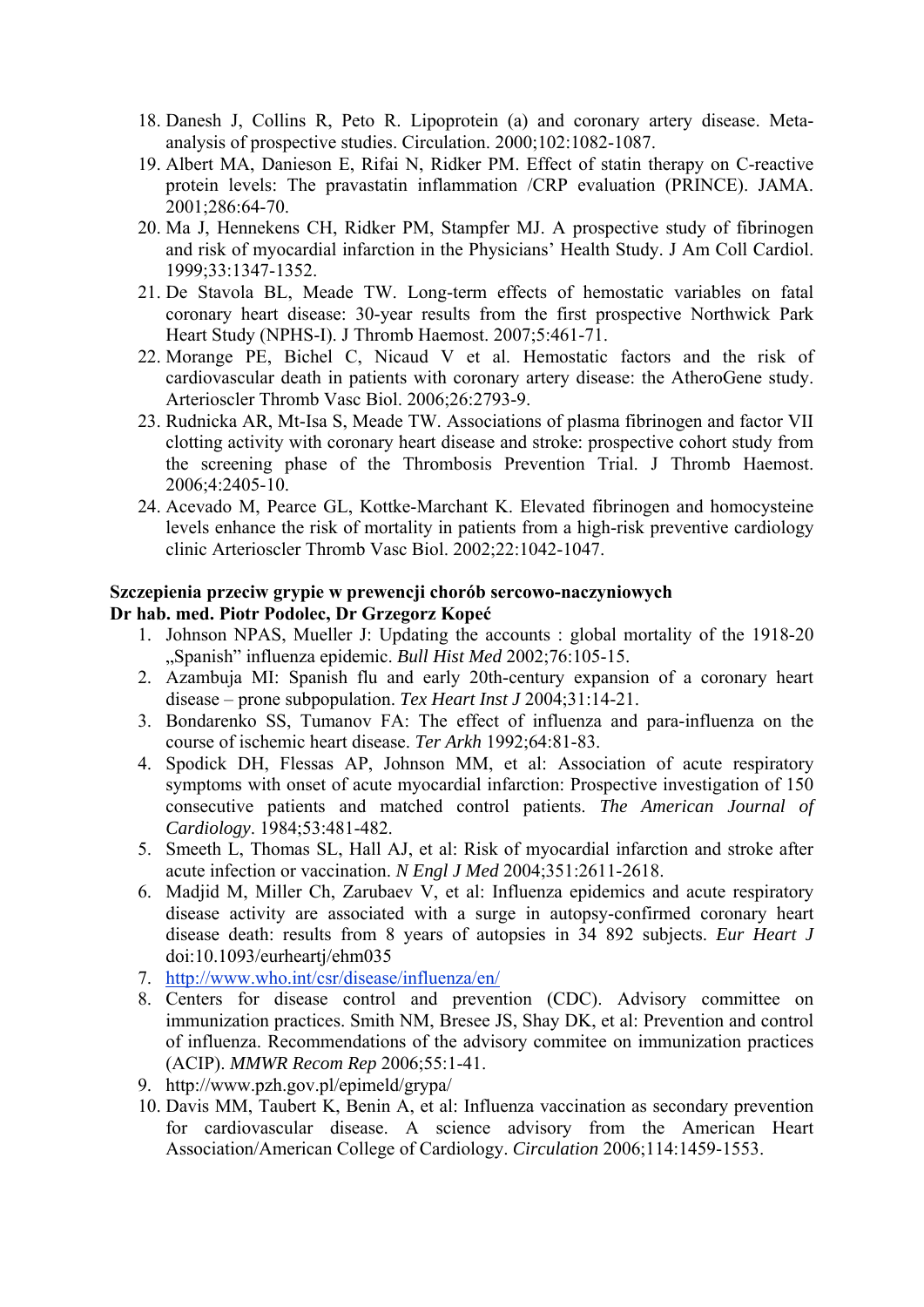18. Danesh J, Collins R, Peto R. Lipoprotein (a) and coronary artery disease. Meta-analysis of prospective studies. Circulation. 2000;102:1082-1087.
19. Albert MA, Danieson E, Rifai N, Ridker PM. Effect of statin therapy on C-reactive protein levels: The pravastatin inflammation /CRP evaluation (PRINCE). JAMA. 2001;286:64-70.
20. Ma J, Hennekens CH, Ridker PM, Stampfer MJ. A prospective study of fibrinogen and risk of myocardial infarction in the Physicians' Health Study. J Am Coll Cardiol. 1999;33:1347-1352.
21. De Stavola BL, Meade TW. Long-term effects of hemostatic variables on fatal coronary heart disease: 30-year results from the first prospective Northwick Park Heart Study (NPHS-I). J Thromb Haemost. 2007;5:461-71.
22. Morange PE, Bichel C, Nicaud V et al. Hemostatic factors and the risk of cardiovascular death in patients with coronary artery disease: the AtheroGene study. Arterioscler Thromb Vasc Biol. 2006;26:2793-9.
23. Rudnicka AR, Mt-Isa S, Meade TW. Associations of plasma fibrinogen and factor VII clotting activity with coronary heart disease and stroke: prospective cohort study from the screening phase of the Thrombosis Prevention Trial. J Thromb Haemost. 2006;4:2405-10.
24. Acevado M, Pearce GL, Kottke-Marchant K. Elevated fibrinogen and homocysteine levels enhance the risk of mortality in patients from a high-risk preventive cardiology clinic Arterioscler Thromb Vasc Biol. 2002;22:1042-1047.

**Szczepienia przeciw grypie w prewencji chorób sercowo-naczyniowych**
**Dr hab. med. Piotr Podolec, Dr Grzegorz Kopeć**

1. Johnson NPAS, Mueller J: Updating the accounts : global mortality of the 1918-20 „Spanish" influenza epidemic. *Bull Hist Med* 2002;76:105-15.
2. Azambuja MI: Spanish flu and early 20th-century expansion of a coronary heart disease – prone subpopulation. *Tex Heart Inst J* 2004;31:14-21.
3. Bondarenko SS, Tumanov FA: The effect of influenza and para-influenza on the course of ischemic heart disease. *Ter Arkh* 1992;64:81-83.
4. Spodick DH, Flessas AP, Johnson MM, et al: Association of acute respiratory symptoms with onset of acute myocardial infarction: Prospective investigation of 150 consecutive patients and matched control patients. *The American Journal of Cardiology*. 1984;53:481-482.
5. Smeeth L, Thomas SL, Hall AJ, et al: Risk of myocardial infarction and stroke after acute infection or vaccination. *N Engl J Med* 2004;351:2611-2618.
6. Madjid M, Miller Ch, Zarubaev V, et al: Influenza epidemics and acute respiratory disease activity are associated with a surge in autopsy-confirmed coronary heart disease death: results from 8 years of autopsies in 34 892 subjects. *Eur Heart J* doi:10.1093/eurheartj/ehm035
7. http://www.who.int/csr/disease/influenza/en/
8. Centers for disease control and prevention (CDC). Advisory committee on immunization practices. Smith NM, Bresee JS, Shay DK, et al: Prevention and control of influenza. Recommendations of the advisory commitee on immunization practices (ACIP). *MMWR Recom Rep* 2006;55:1-41.
9. http://www.pzh.gov.pl/epimeld/grypa/
10. Davis MM, Taubert K, Benin A, et al: Influenza vaccination as secondary prevention for cardiovascular disease. A science advisory from the American Heart Association/American College of Cardiology. *Circulation* 2006;114:1459-1553.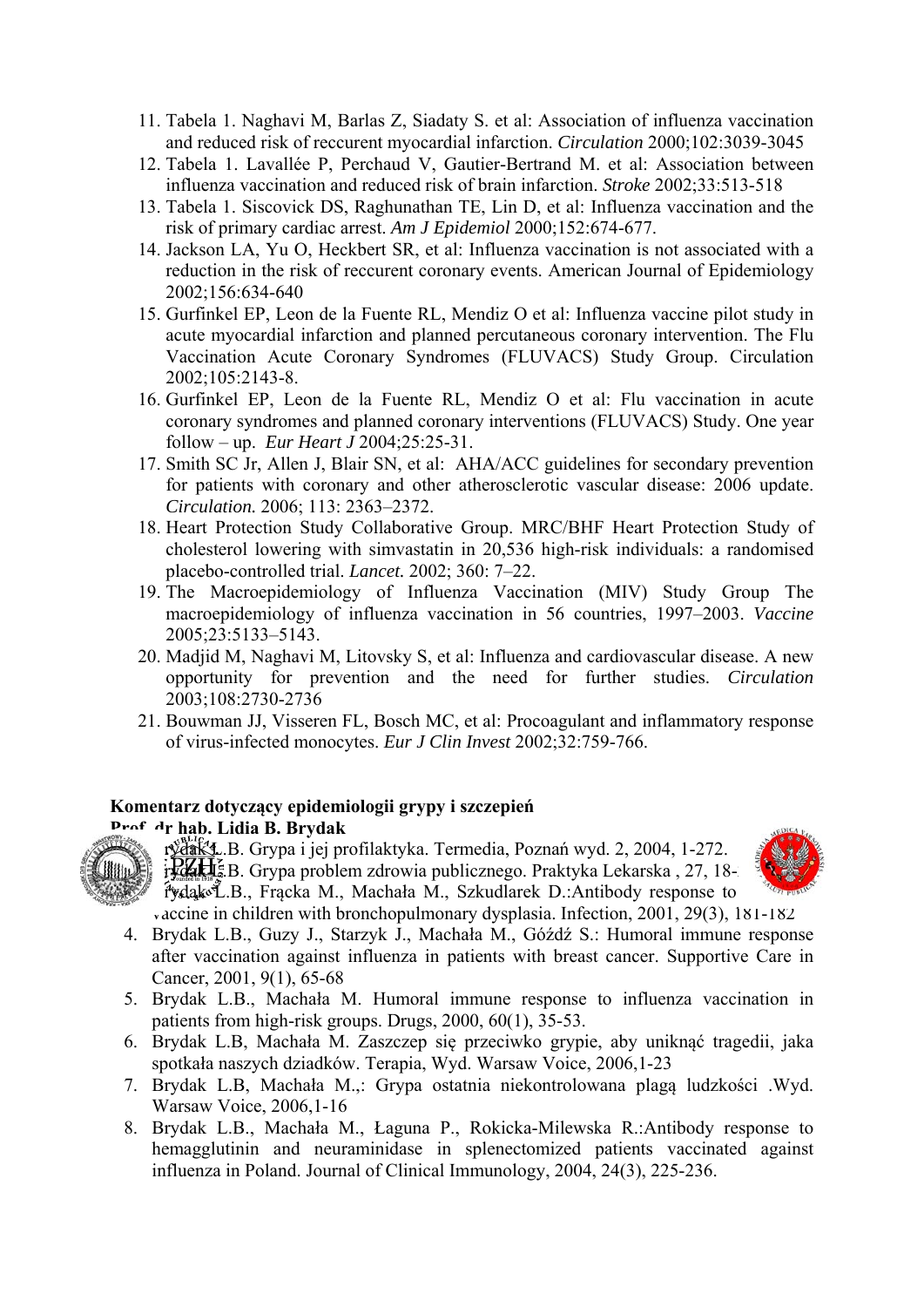11. Tabela 1. Naghavi M, Barlas Z, Siadaty S. et al: Association of influenza vaccination and reduced risk of reccurent myocardial infarction. *Circulation* 2000;102:3039-3045
12. Tabela 1. Lavallée P, Perchaud V, Gautier-Bertrand M. et al: Association between influenza vaccination and reduced risk of brain infarction. *Stroke* 2002;33:513-518
13. Tabela 1. Siscovick DS, Raghunathan TE, Lin D, et al: Influenza vaccination and the risk of primary cardiac arrest. *Am J Epidemiol* 2000;152:674-677.
14. Jackson LA, Yu O, Heckbert SR, et al: Influenza vaccination is not associated with a reduction in the risk of reccurent coronary events. American Journal of Epidemiology 2002;156:634-640
15. Gurfinkel EP, Leon de la Fuente RL, Mendiz O et al: Influenza vaccine pilot study in acute myocardial infarction and planned percutaneous coronary intervention. The Flu Vaccination Acute Coronary Syndromes (FLUVACS) Study Group. Circulation 2002;105:2143-8.
16. Gurfinkel EP, Leon de la Fuente RL, Mendiz O et al: Flu vaccination in acute coronary syndromes and planned coronary interventions (FLUVACS) Study. One year follow – up. *Eur Heart J* 2004;25:25-31.
17. Smith SC Jr, Allen J, Blair SN, et al: AHA/ACC guidelines for secondary prevention for patients with coronary and other atherosclerotic vascular disease: 2006 update. *Circulation.* 2006; 113: 2363–2372.
18. Heart Protection Study Collaborative Group. MRC/BHF Heart Protection Study of cholesterol lowering with simvastatin in 20,536 high-risk individuals: a randomised placebo-controlled trial. *Lancet.* 2002; 360: 7–22.
19. The Macroepidemiology of Influenza Vaccination (MIV) Study Group The macroepidemiology of influenza vaccination in 56 countries, 1997–2003. *Vaccine* 2005;23:5133–5143.
20. Madjid M, Naghavi M, Litovsky S, et al: Influenza and cardiovascular disease. A new opportunity for prevention and the need for further studies. *Circulation* 2003;108:2730-2736
21. Bouwman JJ, Visseren FL, Bosch MC, et al: Procoagulant and inflammatory response of virus-infected monocytes. *Eur J Clin Invest* 2002;32:759-766.

**Komentarz dotyczący epidemiologii grypy i szczepień**
**Prof. dr hab. Lidia B. Brydak**

1. Brydak L.B. Grypa i jej profilaktyka. Termedia, Poznań wyd. 2, 2004, 1-272.
2. Brydak L.B. Grypa problem zdrowia publicznego. Praktyka Lekarska , 27, 18-
3. Brydak L.B., Frącka M., Machała M., Szkudlarek D.:Antibody response to vaccine in children with bronchopulmonary dysplasia. Infection, 2001, 29(3), 181-182
4. Brydak L.B., Guzy J., Starzyk J., Machała M., Góźdź S.: Humoral immune response after vaccination against influenza in patients with breast cancer. Supportive Care in Cancer, 2001, 9(1), 65-68
5. Brydak L.B., Machała M. Humoral immune response to influenza vaccination in patients from high-risk groups. Drugs, 2000, 60(1), 35-53.
6. Brydak L.B, Machała M. Zaszczep się przeciwko grypie, aby uniknąć tragedii, jaka spotkała naszych dziadków. Terapia, Wyd. Warsaw Voice, 2006,1-23
7. Brydak L.B, Machała M.,: Grypa ostatnia niekontrolowana plagą ludzkości .Wyd. Warsaw Voice, 2006,1-16
8. Brydak L.B., Machała M., Łaguna P., Rokicka-Milewska R.:Antibody response to hemagglutinin and neuraminidase in splenectomized patients vaccinated against influenza in Poland. Journal of Clinical Immunology, 2004, 24(3), 225-236.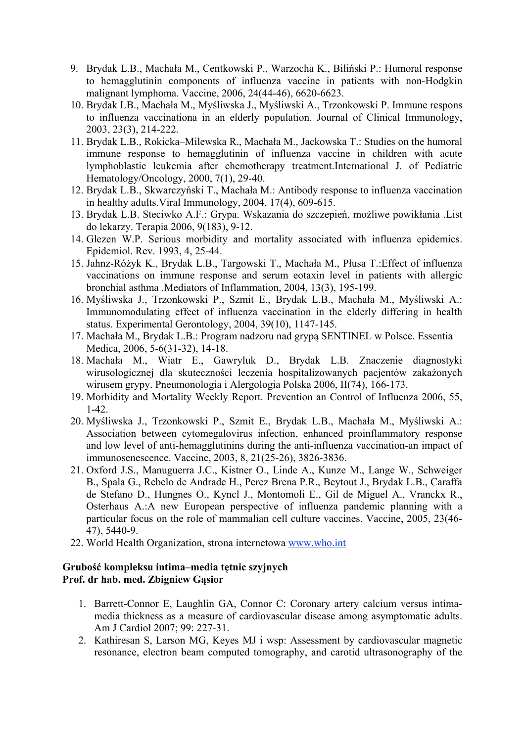9. Brydak L.B., Machała M., Centkowski P., Warzocha K., Biliński P.: Humoral response to hemagglutinin components of influenza vaccine in patients with non-Hodgkin malignant lymphoma. Vaccine, 2006, 24(44-46), 6620-6623.
10. Brydak LB., Machała M., Myśliwska J., Myśliwski A., Trzonkowski P. Immune respons to influenza vaccinationa in an elderly population. Journal of Clinical Immunology, 2003, 23(3), 214-222.
11. Brydak L.B., Rokicka–Milewska R., Machała M., Jackowska T.: Studies on the humoral immune response to hemagglutinin of influenza vaccine in children with acute lymphoblastic leukemia after chemotherapy treatment.International J. of Pediatric Hematology/Oncology, 2000, 7(1), 29-40.
12. Brydak L.B., Skwarczyński T., Machała M.: Antibody response to influenza vaccination in healthy adults.Viral Immunology, 2004, 17(4), 609-615.
13. Brydak L.B. Steciwko A.F.: Grypa. Wskazania do szczepień, możliwe powikłania .List do lekarzy. Terapia 2006, 9(183), 9-12.
14. Glezen W.P. Serious morbidity and mortality associated with influenza epidemics. Epidemiol. Rev. 1993, 4, 25-44.
15. Jahnz-Różyk K., Brydak L.B., Targowski T., Machała M., Płusa T.:Effect of influenza vaccinations on immune response and serum eotaxin level in patients with allergic bronchial asthma .Mediators of Inflammation, 2004, 13(3), 195-199.
16. Myśliwska J., Trzonkowski P., Szmit E., Brydak L.B., Machała M., Myśliwski A.: Immunomodulating effect of influenza vaccination in the elderly differing in health status. Experimental Gerontology, 2004, 39(10), 1147-145.
17. Machała M., Brydak L.B.: Program nadzoru nad grypą SENTINEL w Polsce. Essentia Medica, 2006, 5-6(31-32), 14-18.
18. Machała M., Wiatr E., Gawryluk D., Brydak L.B. Znaczenie diagnostyki wirusologicznej dla skuteczności leczenia hospitalizowanych pacjentów zakażonych wirusem grypy. Pneumonologia i Alergologia Polska 2006, II(74), 166-173.
19. Morbidity and Mortality Weekly Report. Prevention an Control of Influenza 2006, 55, 1-42.
20. Myśliwska J., Trzonkowski P., Szmit E., Brydak L.B., Machała M., Myśliwski A.: Association between cytomegalovirus infection, enhanced proinflammatory response and low level of anti-hemagglutinins during the anti-influenza vaccination-an impact of immunosenescence. Vaccine, 2003, 8, 21(25-26), 3826-3836.
21. Oxford J.S., Manuguerra J.C., Kistner O., Linde A., Kunze M., Lange W., Schweiger B., Spala G., Rebelo de Andrade H., Perez Brena P.R., Beytout J., Brydak L.B., Caraffa de Stefano D., Hungnes O., Kyncl J., Montomoli E., Gil de Miguel A., Vranckx R., Osterhaus A.:A new European perspective of influenza pandemic planning with a particular focus on the role of mammalian cell culture vaccines. Vaccine, 2005, 23(46-47), 5440-9.
22. World Health Organization, strona internetowa www.who.int

**Grubość kompleksu intima–media tętnic szyjnych**
**Prof. dr hab. med. Zbigniew Gąsior**

1. Barrett-Connor E, Laughlin GA, Connor C: Coronary artery calcium versus intima-media thickness as a measure of cardiovascular disease among asymptomatic adults. Am J Cardiol 2007; 99: 227-31.
2. Kathiresan S, Larson MG, Keyes MJ i wsp: Assessment by cardiovascular magnetic resonance, electron beam computed tomography, and carotid ultrasonography of the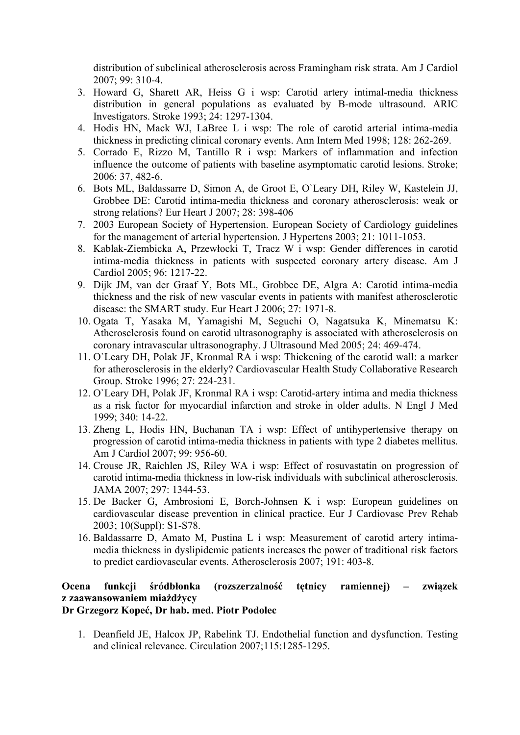distribution of subclinical atherosclerosis across Framingham risk strata. Am J Cardiol 2007; 99: 310-4.

3. Howard G, Sharett AR, Heiss G i wsp: Carotid artery intimal-media thickness distribution in general populations as evaluated by B-mode ultrasound. ARIC Investigators. Stroke 1993; 24: 1297-1304.
4. Hodis HN, Mack WJ, LaBree L i wsp: The role of carotid arterial intima-media thickness in predicting clinical coronary events. Ann Intern Med 1998; 128: 262-269.
5. Corrado E, Rizzo M, Tantillo R i wsp: Markers of inflammation and infection influence the outcome of patients with baseline asymptomatic carotid lesions. Stroke; 2006: 37, 482-6.
6. Bots ML, Baldassarre D, Simon A, de Groot E, O`Leary DH, Riley W, Kastelein JJ, Grobbee DE: Carotid intima-media thickness and coronary atherosclerosis: weak or strong relations? Eur Heart J 2007; 28: 398-406
7. 2003 European Society of Hypertension. European Society of Cardiology guidelines for the management of arterial hypertension. J Hypertens 2003; 21: 1011-1053.
8. Kablak-Ziembicka A, Przewłocki T, Tracz W i wsp: Gender differences in carotid intima-media thickness in patients with suspected coronary artery disease. Am J Cardiol 2005; 96: 1217-22.
9. Dijk JM, van der Graaf Y, Bots ML, Grobbee DE, Algra A: Carotid intima-media thickness and the risk of new vascular events in patients with manifest atherosclerotic disease: the SMART study. Eur Heart J 2006; 27: 1971-8.
10. Ogata T, Yasaka M, Yamagishi M, Seguchi O, Nagatsuka K, Minematsu K: Atherosclerosis found on carotid ultrasonography is associated with atherosclerosis on coronary intravascular ultrasonography. J Ultrasound Med 2005; 24: 469-474.
11. O`Leary DH, Polak JF, Kronmal RA i wsp: Thickening of the carotid wall: a marker for atherosclerosis in the elderly? Cardiovascular Health Study Collaborative Research Group. Stroke 1996; 27: 224-231.
12. O`Leary DH, Polak JF, Kronmal RA i wsp: Carotid-artery intima and media thickness as a risk factor for myocardial infarction and stroke in older adults. N Engl J Med 1999; 340: 14-22.
13. Zheng L, Hodis HN, Buchanan TA i wsp: Effect of antihypertensive therapy on progression of carotid intima-media thickness in patients with type 2 diabetes mellitus. Am J Cardiol 2007; 99: 956-60.
14. Crouse JR, Raichlen JS, Riley WA i wsp: Effect of rosuvastatin on progression of carotid intima-media thickness in low-risk individuals with subclinical atherosclerosis. JAMA 2007; 297: 1344-53.
15. De Backer G, Ambrosioni E, Borch-Johnsen K i wsp: European guidelines on cardiovascular disease prevention in clinical practice. Eur J Cardiovasc Prev Rehab 2003; 10(Suppl): S1-S78.
16. Baldassarre D, Amato M, Pustina L i wsp: Measurement of carotid artery intima-media thickness in dyslipidemic patients increases the power of traditional risk factors to predict cardiovascular events. Atherosclerosis 2007; 191: 403-8.

**Ocena funkcji śródbłonka (rozszerzalność tętnicy ramiennej) – związek z zaawansowaniem miażdżycy**
**Dr Grzegorz Kopeć, Dr hab. med. Piotr Podolec**

1. Deanfield JE, Halcox JP, Rabelink TJ. Endothelial function and dysfunction. Testing and clinical relevance. Circulation 2007;115:1285-1295.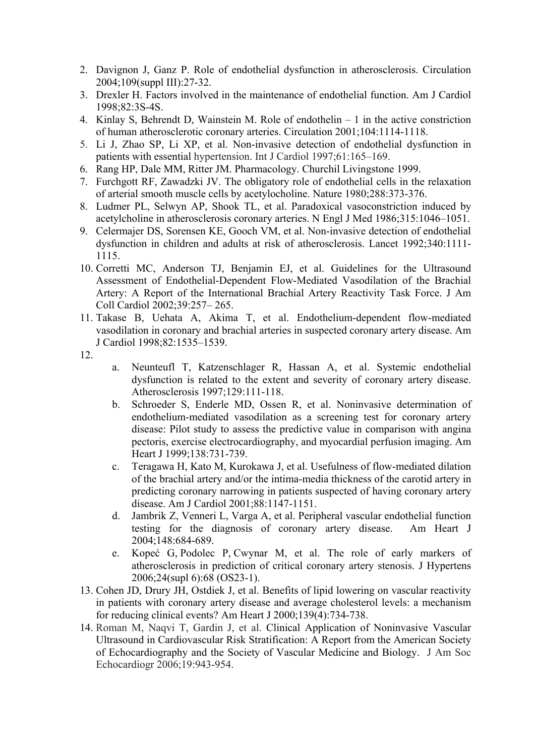2. Davignon J, Ganz P. Role of endothelial dysfunction in atherosclerosis. Circulation 2004;109(suppl III):27-32.
3. Drexler H. Factors involved in the maintenance of endothelial function. Am J Cardiol 1998;82:3S-4S.
4. Kinlay S, Behrendt D, Wainstein M. Role of endothelin – 1 in the active constriction of human atherosclerotic coronary arteries. Circulation 2001;104:1114-1118.
5. Li J, Zhao SP, Li XP, et al. Non-invasive detection of endothelial dysfunction in patients with essential hypertension. Int J Cardiol 1997;61:165–169.
6. Rang HP, Dale MM, Ritter JM. Pharmacology. Churchil Livingstone 1999.
7. Furchgott RF, Zawadzki JV. The obligatory role of endothelial cells in the relaxation of arterial smooth muscle cells by acetylocholine. Nature 1980;288:373-376.
8. Ludmer PL, Selwyn AP, Shook TL, et al. Paradoxical vasoconstriction induced by acetylcholine in atherosclerosis coronary arteries. N Engl J Med 1986;315:1046–1051.
9. Celermajer DS, Sorensen KE, Gooch VM, et al. Non-invasive detection of endothelial dysfunction in children and adults at risk of atherosclerosis. Lancet 1992;340:1111-1115.
10. Corretti MC, Anderson TJ, Benjamin EJ, et al. Guidelines for the Ultrasound Assessment of Endothelial-Dependent Flow-Mediated Vasodilation of the Brachial Artery: A Report of the International Brachial Artery Reactivity Task Force. J Am Coll Cardiol 2002;39:257– 265.
11. Takase B, Uehata A, Akima T, et al. Endothelium-dependent flow-mediated vasodilation in coronary and brachial arteries in suspected coronary artery disease. Am J Cardiol 1998;82:1535–1539.
12. 
    a. Neunteufl T, Katzenschlager R, Hassan A, et al. Systemic endothelial dysfunction is related to the extent and severity of coronary artery disease. Atherosclerosis 1997;129:111-118.
    b. Schroeder S, Enderle MD, Ossen R, et al. Noninvasive determination of endothelium-mediated vasodilation as a screening test for coronary artery disease: Pilot study to assess the predictive value in comparison with angina pectoris, exercise electrocardiography, and myocardial perfusion imaging. Am Heart J 1999;138:731-739.
    c. Teragawa H, Kato M, Kurokawa J, et al. Usefulness of flow-mediated dilation of the brachial artery and/or the intima-media thickness of the carotid artery in predicting coronary narrowing in patients suspected of having coronary artery disease. Am J Cardiol 2001;88:1147-1151.
    d. Jambrik Z, Venneri L, Varga A, et al. Peripheral vascular endothelial function testing for the diagnosis of coronary artery disease. Am Heart J 2004;148:684-689.
    e. Kopeć G, Podolec P, Cwynar M, et al. The role of early markers of atherosclerosis in prediction of critical coronary artery stenosis. J Hypertens 2006;24(supl 6):68 (OS23-1).
13. Cohen JD, Drury JH, Ostdiek J, et al. Benefits of lipid lowering on vascular reactivity in patients with coronary artery disease and average cholesterol levels: a mechanism for reducing clinical events? Am Heart J 2000;139(4):734-738.
14. Roman M, Naqvi T, Gardin J, et al. Clinical Application of Noninvasive Vascular Ultrasound in Cardiovascular Risk Stratification: A Report from the American Society of Echocardiography and the Society of Vascular Medicine and Biology. J Am Soc Echocardiogr 2006;19:943-954.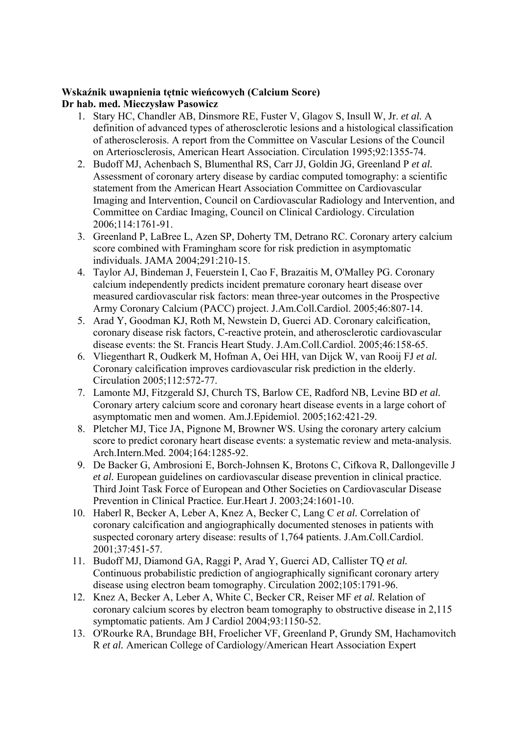**Wskaźnik uwapnienia tętnic wieńcowych (Calcium Score)**
**Dr hab. med. Mieczysław Pasowicz**

1. Stary HC, Chandler AB, Dinsmore RE, Fuster V, Glagov S, Insull W, Jr. *et al.* A definition of advanced types of atherosclerotic lesions and a histological classification of atherosclerosis. A report from the Committee on Vascular Lesions of the Council on Arteriosclerosis, American Heart Association. Circulation 1995;92:1355-74.
2. Budoff MJ, Achenbach S, Blumenthal RS, Carr JJ, Goldin JG, Greenland P *et al.* Assessment of coronary artery disease by cardiac computed tomography: a scientific statement from the American Heart Association Committee on Cardiovascular Imaging and Intervention, Council on Cardiovascular Radiology and Intervention, and Committee on Cardiac Imaging, Council on Clinical Cardiology. Circulation 2006;114:1761-91.
3. Greenland P, LaBree L, Azen SP, Doherty TM, Detrano RC. Coronary artery calcium score combined with Framingham score for risk prediction in asymptomatic individuals. JAMA 2004;291:210-15.
4. Taylor AJ, Bindeman J, Feuerstein I, Cao F, Brazaitis M, O'Malley PG. Coronary calcium independently predicts incident premature coronary heart disease over measured cardiovascular risk factors: mean three-year outcomes in the Prospective Army Coronary Calcium (PACC) project. J.Am.Coll.Cardiol. 2005;46:807-14.
5. Arad Y, Goodman KJ, Roth M, Newstein D, Guerci AD. Coronary calcification, coronary disease risk factors, C-reactive protein, and atherosclerotic cardiovascular disease events: the St. Francis Heart Study. J.Am.Coll.Cardiol. 2005;46:158-65.
6. Vliegenthart R, Oudkerk M, Hofman A, Oei HH, van Dijck W, van Rooij FJ *et al.* Coronary calcification improves cardiovascular risk prediction in the elderly. Circulation 2005;112:572-77.
7. Lamonte MJ, Fitzgerald SJ, Church TS, Barlow CE, Radford NB, Levine BD *et al.* Coronary artery calcium score and coronary heart disease events in a large cohort of asymptomatic men and women. Am.J.Epidemiol. 2005;162:421-29.
8. Pletcher MJ, Tice JA, Pignone M, Browner WS. Using the coronary artery calcium score to predict coronary heart disease events: a systematic review and meta-analysis. Arch.Intern.Med. 2004;164:1285-92.
9. De Backer G, Ambrosioni E, Borch-Johnsen K, Brotons C, Cifkova R, Dallongeville J *et al.* European guidelines on cardiovascular disease prevention in clinical practice. Third Joint Task Force of European and Other Societies on Cardiovascular Disease Prevention in Clinical Practice. Eur.Heart J. 2003;24:1601-10.
10. Haberl R, Becker A, Leber A, Knez A, Becker C, Lang C *et al.* Correlation of coronary calcification and angiographically documented stenoses in patients with suspected coronary artery disease: results of 1,764 patients. J.Am.Coll.Cardiol. 2001;37:451-57.
11. Budoff MJ, Diamond GA, Raggi P, Arad Y, Guerci AD, Callister TQ *et al.* Continuous probabilistic prediction of angiographically significant coronary artery disease using electron beam tomography. Circulation 2002;105:1791-96.
12. Knez A, Becker A, Leber A, White C, Becker CR, Reiser MF *et al.* Relation of coronary calcium scores by electron beam tomography to obstructive disease in 2,115 symptomatic patients. Am J Cardiol 2004;93:1150-52.
13. O'Rourke RA, Brundage BH, Froelicher VF, Greenland P, Grundy SM, Hachamovitch R *et al.* American College of Cardiology/American Heart Association Expert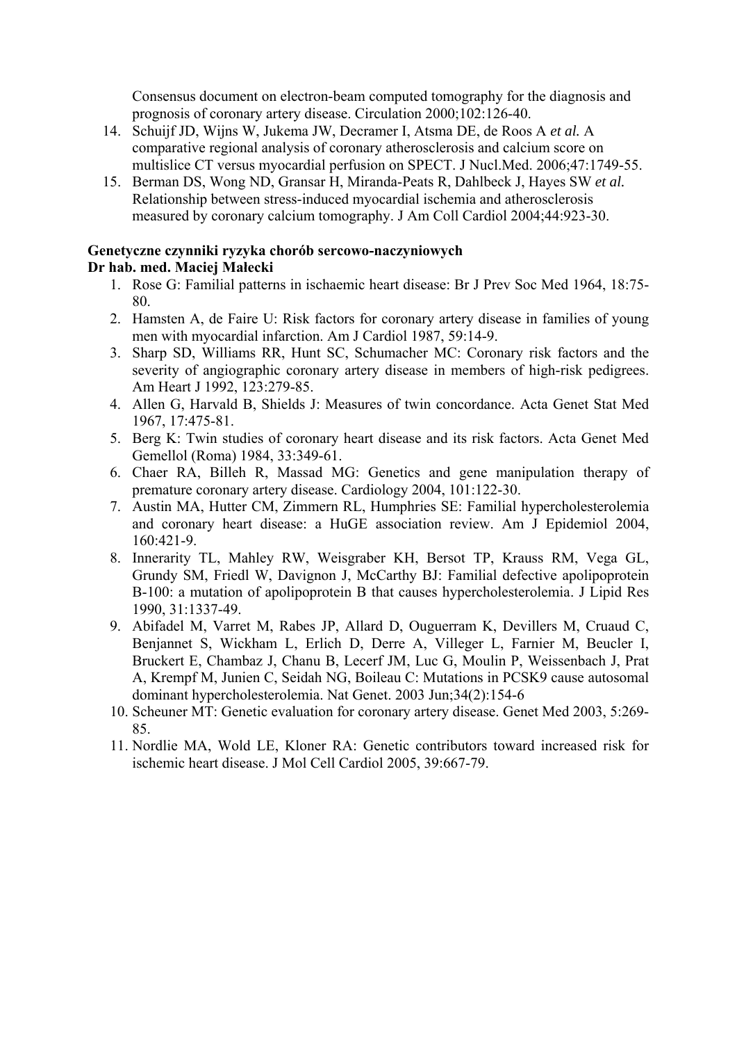Consensus document on electron-beam computed tomography for the diagnosis and prognosis of coronary artery disease. Circulation 2000;102:126-40.

14. Schuijf JD, Wijns W, Jukema JW, Decramer I, Atsma DE, de Roos A *et al.* A comparative regional analysis of coronary atherosclerosis and calcium score on multislice CT versus myocardial perfusion on SPECT. J Nucl.Med. 2006;47:1749-55.
15. Berman DS, Wong ND, Gransar H, Miranda-Peats R, Dahlbeck J, Hayes SW *et al.* Relationship between stress-induced myocardial ischemia and atherosclerosis measured by coronary calcium tomography. J Am Coll Cardiol 2004;44:923-30.

**Genetyczne czynniki ryzyka chorób sercowo-naczyniowych**
**Dr hab. med. Maciej Małecki**

1. Rose G: Familial patterns in ischaemic heart disease: Br J Prev Soc Med 1964, 18:75-80.
2. Hamsten A, de Faire U: Risk factors for coronary artery disease in families of young men with myocardial infarction. Am J Cardiol 1987, 59:14-9.
3. Sharp SD, Williams RR, Hunt SC, Schumacher MC: Coronary risk factors and the severity of angiographic coronary artery disease in members of high-risk pedigrees. Am Heart J 1992, 123:279-85.
4. Allen G, Harvald B, Shields J: Measures of twin concordance. Acta Genet Stat Med 1967, 17:475-81.
5. Berg K: Twin studies of coronary heart disease and its risk factors. Acta Genet Med Gemellol (Roma) 1984, 33:349-61.
6. Chaer RA, Billeh R, Massad MG: Genetics and gene manipulation therapy of premature coronary artery disease. Cardiology 2004, 101:122-30.
7. Austin MA, Hutter CM, Zimmern RL, Humphries SE: Familial hypercholesterolemia and coronary heart disease: a HuGE association review. Am J Epidemiol 2004, 160:421-9.
8. Innerarity TL, Mahley RW, Weisgraber KH, Bersot TP, Krauss RM, Vega GL, Grundy SM, Friedl W, Davignon J, McCarthy BJ: Familial defective apolipoprotein B-100: a mutation of apolipoprotein B that causes hypercholesterolemia. J Lipid Res 1990, 31:1337-49.
9. Abifadel M, Varret M, Rabes JP, Allard D, Ouguerram K, Devillers M, Cruaud C, Benjannet S, Wickham L, Erlich D, Derre A, Villeger L, Farnier M, Beucler I, Bruckert E, Chambaz J, Chanu B, Lecerf JM, Luc G, Moulin P, Weissenbach J, Prat A, Krempf M, Junien C, Seidah NG, Boileau C: Mutations in PCSK9 cause autosomal dominant hypercholesterolemia. Nat Genet. 2003 Jun;34(2):154-6
10. Scheuner MT: Genetic evaluation for coronary artery disease. Genet Med 2003, 5:269-85.
11. Nordlie MA, Wold LE, Kloner RA: Genetic contributors toward increased risk for ischemic heart disease. J Mol Cell Cardiol 2005, 39:667-79.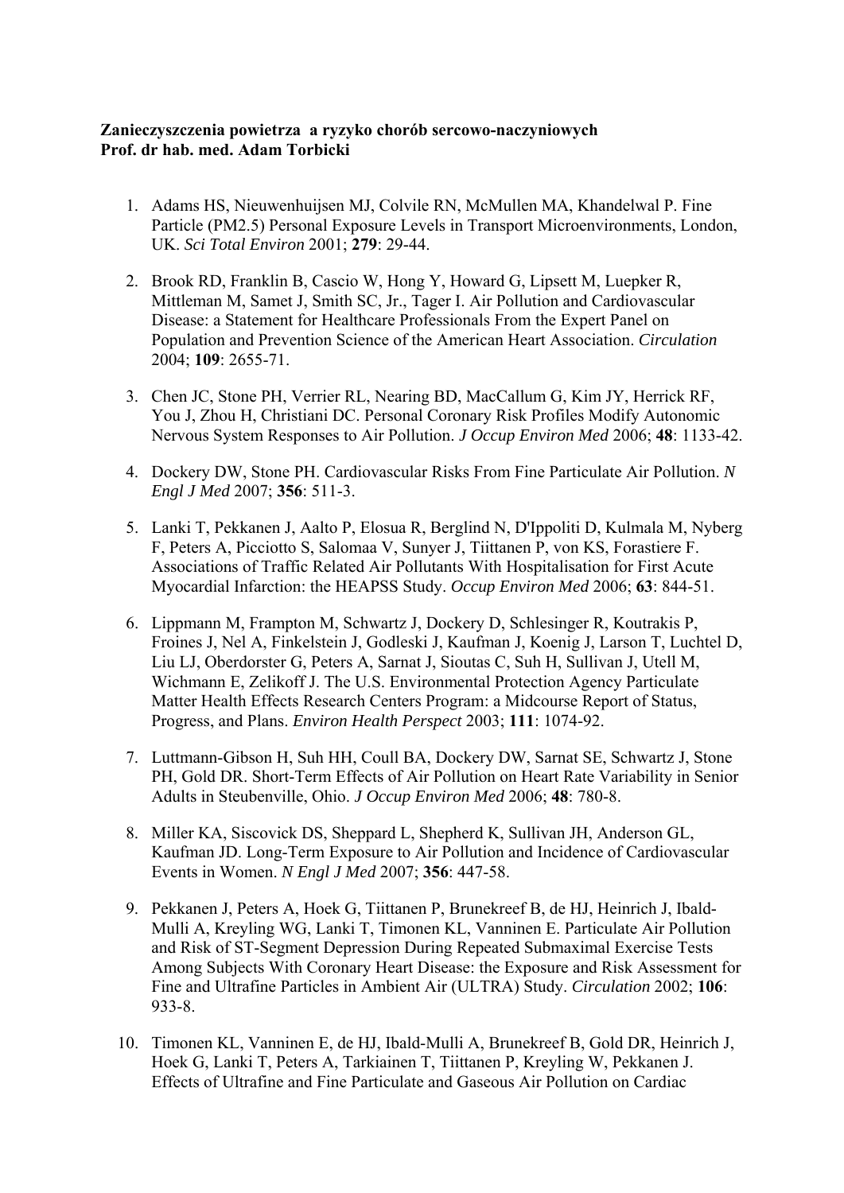**Zanieczyszczenia powietrza a ryzyko chorób sercowo-naczyniowych**
**Prof. dr hab. med. Adam Torbicki**

1. Adams HS, Nieuwenhuijsen MJ, Colvile RN, McMullen MA, Khandelwal P. Fine Particle (PM2.5) Personal Exposure Levels in Transport Microenvironments, London, UK. *Sci Total Environ* 2001; **279**: 29-44.

2. Brook RD, Franklin B, Cascio W, Hong Y, Howard G, Lipsett M, Luepker R, Mittleman M, Samet J, Smith SC, Jr., Tager I. Air Pollution and Cardiovascular Disease: a Statement for Healthcare Professionals From the Expert Panel on Population and Prevention Science of the American Heart Association. *Circulation* 2004; **109**: 2655-71.

3. Chen JC, Stone PH, Verrier RL, Nearing BD, MacCallum G, Kim JY, Herrick RF, You J, Zhou H, Christiani DC. Personal Coronary Risk Profiles Modify Autonomic Nervous System Responses to Air Pollution. *J Occup Environ Med* 2006; **48**: 1133-42.

4. Dockery DW, Stone PH. Cardiovascular Risks From Fine Particulate Air Pollution. *N Engl J Med* 2007; **356**: 511-3.

5. Lanki T, Pekkanen J, Aalto P, Elosua R, Berglind N, D'Ippoliti D, Kulmala M, Nyberg F, Peters A, Picciotto S, Salomaa V, Sunyer J, Tiittanen P, von KS, Forastiere F. Associations of Traffic Related Air Pollutants With Hospitalisation for First Acute Myocardial Infarction: the HEAPSS Study. *Occup Environ Med* 2006; **63**: 844-51.

6. Lippmann M, Frampton M, Schwartz J, Dockery D, Schlesinger R, Koutrakis P, Froines J, Nel A, Finkelstein J, Godleski J, Kaufman J, Koenig J, Larson T, Luchtel D, Liu LJ, Oberdorster G, Peters A, Sarnat J, Sioutas C, Suh H, Sullivan J, Utell M, Wichmann E, Zelikoff J. The U.S. Environmental Protection Agency Particulate Matter Health Effects Research Centers Program: a Midcourse Report of Status, Progress, and Plans. *Environ Health Perspect* 2003; **111**: 1074-92.

7. Luttmann-Gibson H, Suh HH, Coull BA, Dockery DW, Sarnat SE, Schwartz J, Stone PH, Gold DR. Short-Term Effects of Air Pollution on Heart Rate Variability in Senior Adults in Steubenville, Ohio. *J Occup Environ Med* 2006; **48**: 780-8.

8. Miller KA, Siscovick DS, Sheppard L, Shepherd K, Sullivan JH, Anderson GL, Kaufman JD. Long-Term Exposure to Air Pollution and Incidence of Cardiovascular Events in Women. *N Engl J Med* 2007; **356**: 447-58.

9. Pekkanen J, Peters A, Hoek G, Tiittanen P, Brunekreef B, de HJ, Heinrich J, Ibald-Mulli A, Kreyling WG, Lanki T, Timonen KL, Vanninen E. Particulate Air Pollution and Risk of ST-Segment Depression During Repeated Submaximal Exercise Tests Among Subjects With Coronary Heart Disease: the Exposure and Risk Assessment for Fine and Ultrafine Particles in Ambient Air (ULTRA) Study. *Circulation* 2002; **106**: 933-8.

10. Timonen KL, Vanninen E, de HJ, Ibald-Mulli A, Brunekreef B, Gold DR, Heinrich J, Hoek G, Lanki T, Peters A, Tarkiainen T, Tiittanen P, Kreyling W, Pekkanen J. Effects of Ultrafine and Fine Particulate and Gaseous Air Pollution on Cardiac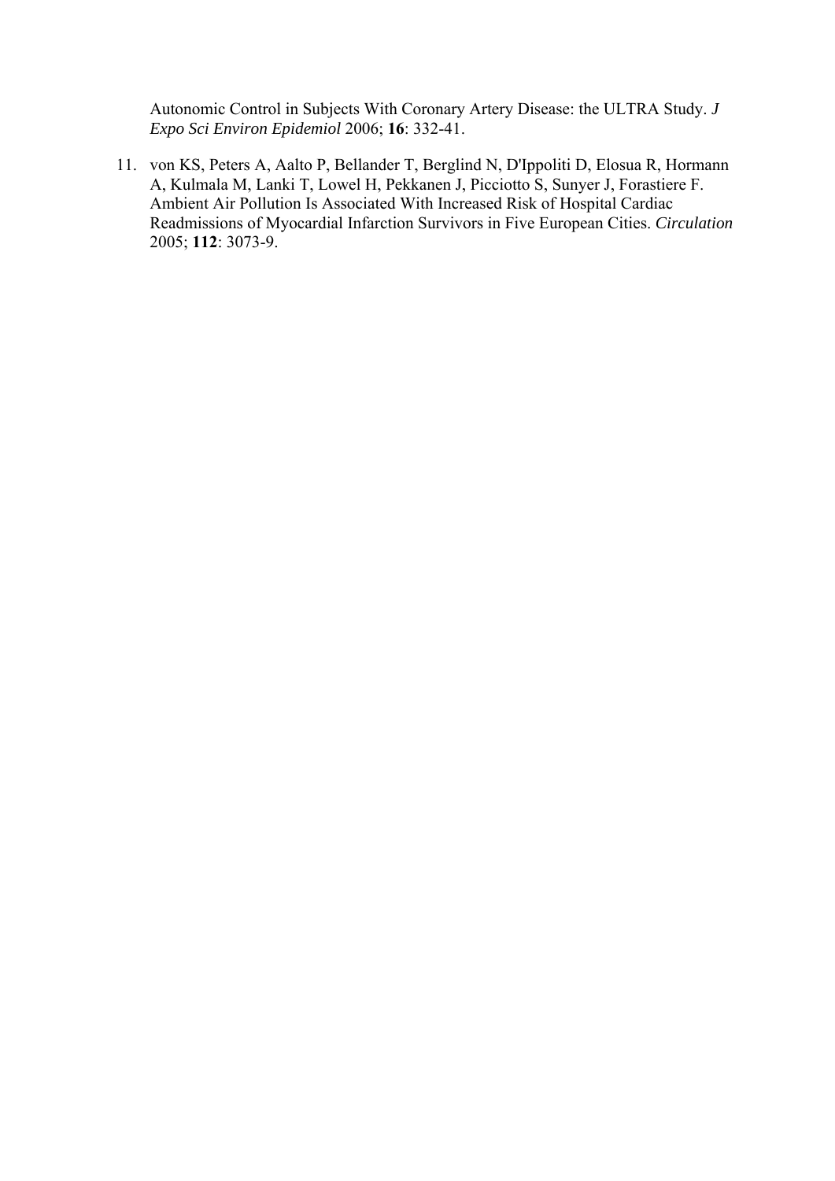Autonomic Control in Subjects With Coronary Artery Disease: the ULTRA Study. *J Expo Sci Environ Epidemiol* 2006; **16**: 332-41.

11. von KS, Peters A, Aalto P, Bellander T, Berglind N, D'Ippoliti D, Elosua R, Hormann A, Kulmala M, Lanki T, Lowel H, Pekkanen J, Picciotto S, Sunyer J, Forastiere F. Ambient Air Pollution Is Associated With Increased Risk of Hospital Cardiac Readmissions of Myocardial Infarction Survivors in Five European Cities. *Circulation* 2005; **112**: 3073-9.